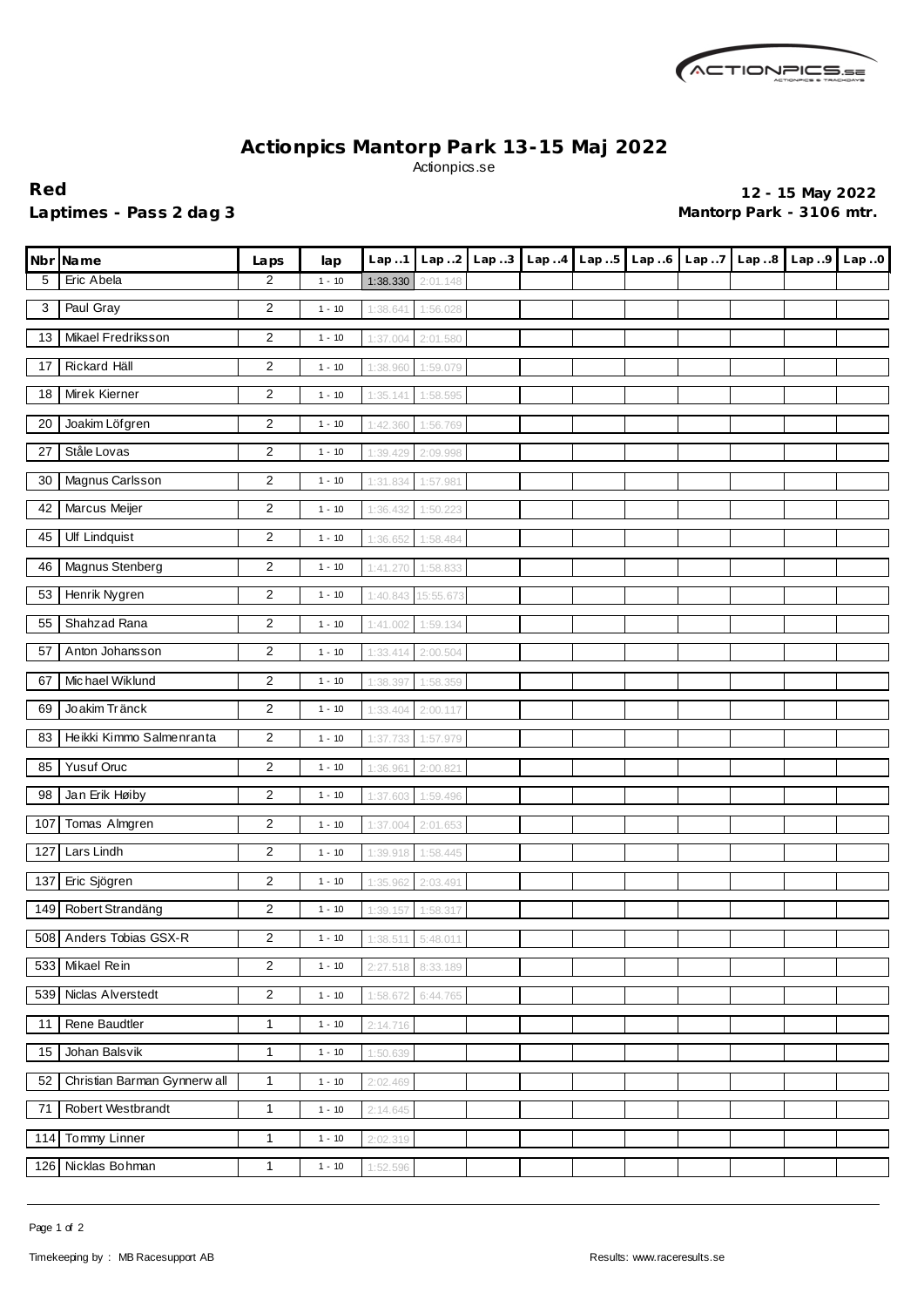# Actionpics Mantorp Park 13-15 Maj 2022

Actionpics.se

**Red**

**Laptimes - Pass 2 dag 3**

**12 - 15 May 2022**

**Mantorp Park - 3106 mtr.**

| Nbr | Name | Laps | lap | Lap..1 | Lap..2 | Lap..3 | Lap..4 | Lap..5 | Lap..6 | Lap..7 | Lap..8 | Lap..9 | Lap..0 |
|---|---|---|---|---|---|---|---|---|---|---|---|---|---|
| 5 | Eric Abela | 2 | 1 - 10 | 1:38.330 | 2:01.148 | | | | | | | | |
| 3 | Paul Gray | 2 | 1 - 10 | 1:38.641 | 1:56.028 | | | | | | | | |
| 13 | Mikael Fredriksson | 2 | 1 - 10 | 1:37.004 | 2:01.580 | | | | | | | | |
| 17 | Rickard Häll | 2 | 1 - 10 | 1:38.960 | 1:59.079 | | | | | | | | |
| 18 | Mirek Kierner | 2 | 1 - 10 | 1:35.141 | 1:58.595 | | | | | | | | |
| 20 | Joakim Löfgren | 2 | 1 - 10 | 1:42.360 | 1:56.769 | | | | | | | | |
| 27 | Ståle Lovas | 2 | 1 - 10 | 1:39.429 | 2:09.998 | | | | | | | | |
| 30 | Magnus Carlsson | 2 | 1 - 10 | 1:31.834 | 1:57.981 | | | | | | | | |
| 42 | Marcus Meijer | 2 | 1 - 10 | 1:36.432 | 1:50.223 | | | | | | | | |
| 45 | Ulf Lindquist | 2 | 1 - 10 | 1:36.652 | 1:58.484 | | | | | | | | |
| 46 | Magnus Stenberg | 2 | 1 - 10 | 1:41.270 | 1:58.833 | | | | | | | | |
| 53 | Henrik Nygren | 2 | 1 - 10 | 1:40.843 | 15:55.673 | | | | | | | | |
| 55 | Shahzad Rana | 2 | 1 - 10 | 1:41.002 | 1:59.134 | | | | | | | | |
| 57 | Anton Johansson | 2 | 1 - 10 | 1:33.414 | 2:00.504 | | | | | | | | |
| 67 | Michael Wiklund | 2 | 1 - 10 | 1:38.397 | 1:58.359 | | | | | | | | |
| 69 | Joakim Tränck | 2 | 1 - 10 | 1:33.404 | 2:00.117 | | | | | | | | |
| 83 | Heikki Kimmo Salmenranta | 2 | 1 - 10 | 1:37.733 | 1:57.979 | | | | | | | | |
| 85 | Yusuf Oruc | 2 | 1 - 10 | 1:36.961 | 2:00.821 | | | | | | | | |
| 98 | Jan Erik Høiby | 2 | 1 - 10 | 1:37.603 | 1:59.496 | | | | | | | | |
| 107 | Tomas Almgren | 2 | 1 - 10 | 1:37.004 | 2:01.653 | | | | | | | | |
| 127 | Lars Lindh | 2 | 1 - 10 | 1:39.918 | 1:58.445 | | | | | | | | |
| 137 | Eric Sjögren | 2 | 1 - 10 | 1:35.962 | 2:03.491 | | | | | | | | |
| 149 | Robert Strandäng | 2 | 1 - 10 | 1:39.157 | 1:58.317 | | | | | | | | |
| 508 | Anders Tobias GSX-R | 2 | 1 - 10 | 1:38.511 | 5:48.011 | | | | | | | | |
| 533 | Mikael Rein | 2 | 1 - 10 | 2:27.518 | 8:33.189 | | | | | | | | |
| 539 | Niclas Alverstedt | 2 | 1 - 10 | 1:58.672 | 6:44.765 | | | | | | | | |
| 11 | Rene Baudtler | 1 | 1 - 10 | 2:14.716 | | | | | | | | | |
| 15 | Johan Balsvik | 1 | 1 - 10 | 1:50.639 | | | | | | | | | |
| 52 | Christian Barman Gynnerwall | 1 | 1 - 10 | 2:02.469 | | | | | | | | | |
| 71 | Robert Westbrandt | 1 | 1 - 10 | 2:14.645 | | | | | | | | | |
| 114 | Tommy Linner | 1 | 1 - 10 | 2:02.319 | | | | | | | | | |
| 126 | Nicklas Bohman | 1 | 1 - 10 | 1:52.596 | | | | | | | | | |

Timekeeping by : MB Racesupport AB

Results: www.raceresults.se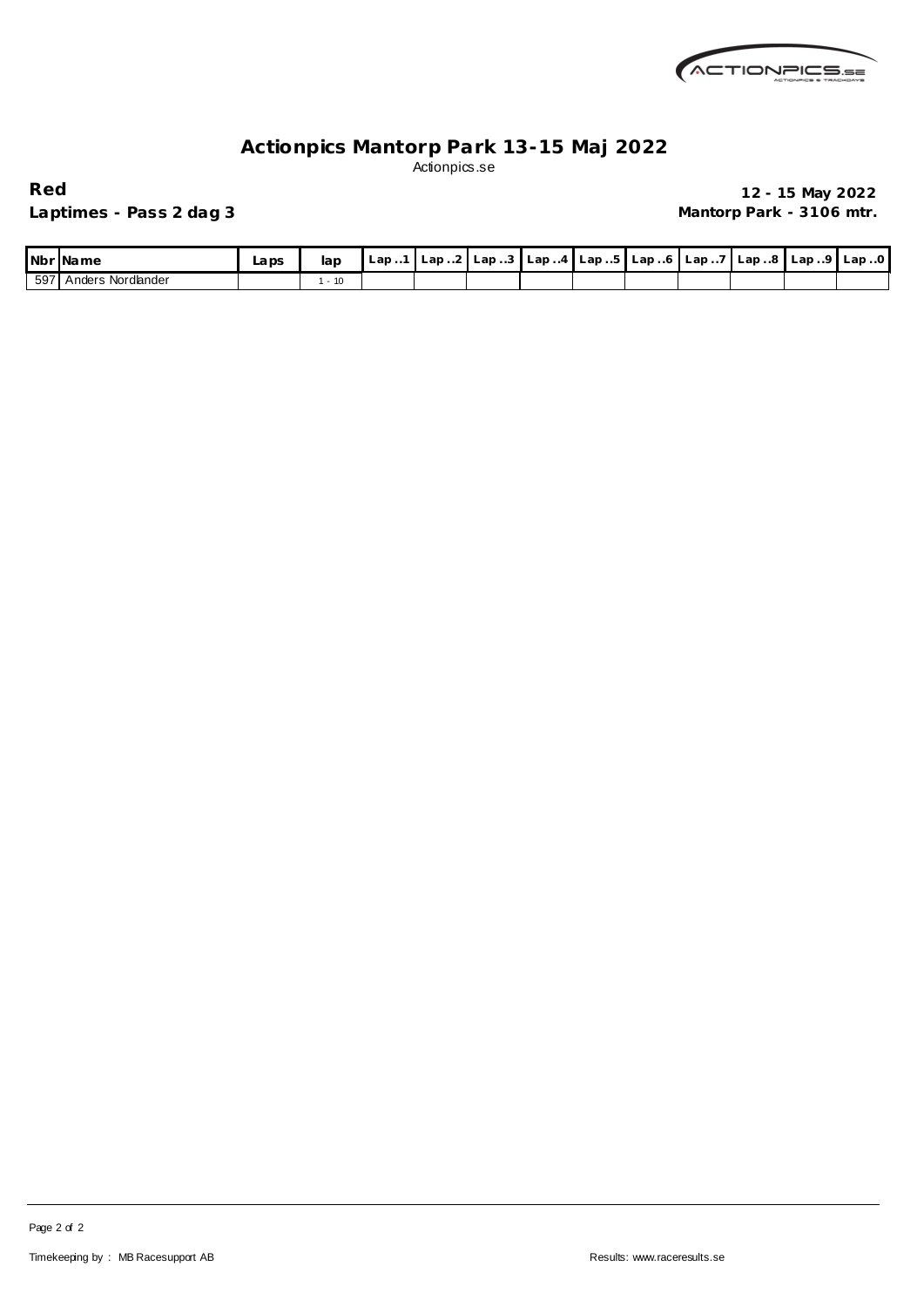# Actionpics Mantorp Park 13-15 Maj 2022

Actionpics.se

**Red**

**Laptimes - Pass 2 dag 3**

**12 - 15 May 2022**

**Mantorp Park - 3106 mtr.**

| Nbr | Name | Laps | lap | Lap..1 | Lap..2 | Lap..3 | Lap..4 | Lap..5 | Lap..6 | Lap..7 | Lap..8 | Lap..9 | Lap..0 |
|---|---|---|---|---|---|---|---|---|---|---|---|---|---|
| 597 | Anders Nordlander | | 1 - 10 | | | | | | | | | | |

Timekeeping by : MB Racesupport AB

Results: www.raceresults.se